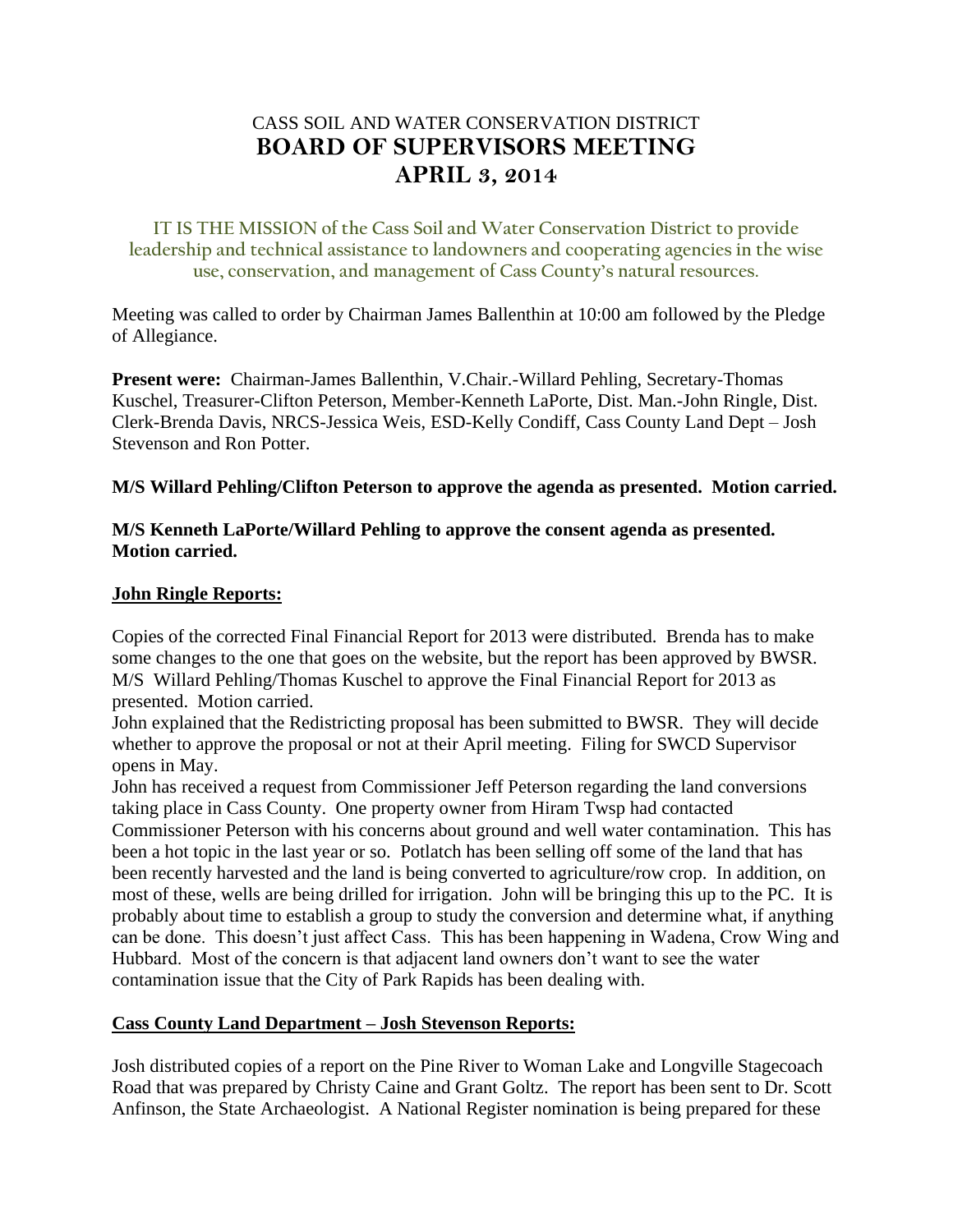# CASS SOIL AND WATER CONSERVATION DISTRICT
# BOARD OF SUPERVISORS MEETING
# APRIL 3, 2014

IT IS THE MISSION of the Cass Soil and Water Conservation District to provide leadership and technical assistance to landowners and cooperating agencies in the wise use, conservation, and management of Cass County's natural resources.

Meeting was called to order by Chairman James Ballenthin at 10:00 am followed by the Pledge of Allegiance.

**Present were:** Chairman-James Ballenthin, V.Chair.-Willard Pehling, Secretary-Thomas Kuschel, Treasurer-Clifton Peterson, Member-Kenneth LaPorte, Dist. Man.-John Ringle, Dist. Clerk-Brenda Davis, NRCS-Jessica Weis, ESD-Kelly Condiff, Cass County Land Dept – Josh Stevenson and Ron Potter.

**M/S Willard Pehling/Clifton Peterson to approve the agenda as presented. Motion carried.**

**M/S Kenneth LaPorte/Willard Pehling to approve the consent agenda as presented. Motion carried.**

## John Ringle Reports:

Copies of the corrected Final Financial Report for 2013 were distributed. Brenda has to make some changes to the one that goes on the website, but the report has been approved by BWSR. M/S Willard Pehling/Thomas Kuschel to approve the Final Financial Report for 2013 as presented. Motion carried.

John explained that the Redistricting proposal has been submitted to BWSR. They will decide whether to approve the proposal or not at their April meeting. Filing for SWCD Supervisor opens in May.

John has received a request from Commissioner Jeff Peterson regarding the land conversions taking place in Cass County. One property owner from Hiram Twsp had contacted Commissioner Peterson with his concerns about ground and well water contamination. This has been a hot topic in the last year or so. Potlatch has been selling off some of the land that has been recently harvested and the land is being converted to agriculture/row crop. In addition, on most of these, wells are being drilled for irrigation. John will be bringing this up to the PC. It is probably about time to establish a group to study the conversion and determine what, if anything can be done. This doesn't just affect Cass. This has been happening in Wadena, Crow Wing and Hubbard. Most of the concern is that adjacent land owners don't want to see the water contamination issue that the City of Park Rapids has been dealing with.

## Cass County Land Department – Josh Stevenson Reports:

Josh distributed copies of a report on the Pine River to Woman Lake and Longville Stagecoach Road that was prepared by Christy Caine and Grant Goltz. The report has been sent to Dr. Scott Anfinson, the State Archaeologist. A National Register nomination is being prepared for these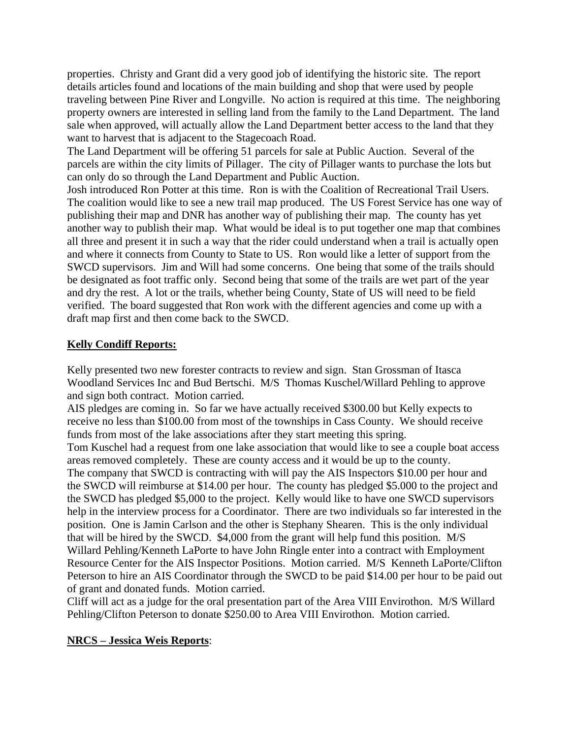properties. Christy and Grant did a very good job of identifying the historic site. The report details articles found and locations of the main building and shop that were used by people traveling between Pine River and Longville. No action is required at this time. The neighboring property owners are interested in selling land from the family to the Land Department. The land sale when approved, will actually allow the Land Department better access to the land that they want to harvest that is adjacent to the Stagecoach Road.

The Land Department will be offering 51 parcels for sale at Public Auction. Several of the parcels are within the city limits of Pillager. The city of Pillager wants to purchase the lots but can only do so through the Land Department and Public Auction.

Josh introduced Ron Potter at this time. Ron is with the Coalition of Recreational Trail Users. The coalition would like to see a new trail map produced. The US Forest Service has one way of publishing their map and DNR has another way of publishing their map. The county has yet another way to publish their map. What would be ideal is to put together one map that combines all three and present it in such a way that the rider could understand when a trail is actually open and where it connects from County to State to US. Ron would like a letter of support from the SWCD supervisors. Jim and Will had some concerns. One being that some of the trails should be designated as foot traffic only. Second being that some of the trails are wet part of the year and dry the rest. A lot or the trails, whether being County, State of US will need to be field verified. The board suggested that Ron work with the different agencies and come up with a draft map first and then come back to the SWCD.

**Kelly Condiff Reports:**

Kelly presented two new forester contracts to review and sign. Stan Grossman of Itasca Woodland Services Inc and Bud Bertschi. M/S Thomas Kuschel/Willard Pehling to approve and sign both contract. Motion carried.

AIS pledges are coming in. So far we have actually received $300.00 but Kelly expects to receive no less than $100.00 from most of the townships in Cass County. We should receive funds from most of the lake associations after they start meeting this spring.

Tom Kuschel had a request from one lake association that would like to see a couple boat access areas removed completely. These are county access and it would be up to the county.

The company that SWCD is contracting with will pay the AIS Inspectors $10.00 per hour and the SWCD will reimburse at $14.00 per hour. The county has pledged $5.000 to the project and the SWCD has pledged $5,000 to the project. Kelly would like to have one SWCD supervisors help in the interview process for a Coordinator. There are two individuals so far interested in the position. One is Jamin Carlson and the other is Stephany Shearen. This is the only individual that will be hired by the SWCD. $4,000 from the grant will help fund this position. M/S Willard Pehling/Kenneth LaPorte to have John Ringle enter into a contract with Employment Resource Center for the AIS Inspector Positions. Motion carried. M/S Kenneth LaPorte/Clifton Peterson to hire an AIS Coordinator through the SWCD to be paid $14.00 per hour to be paid out of grant and donated funds. Motion carried.

Cliff will act as a judge for the oral presentation part of the Area VIII Envirothon. M/S Willard Pehling/Clifton Peterson to donate $250.00 to Area VIII Envirothon. Motion carried.

**NRCS – Jessica Weis Reports**: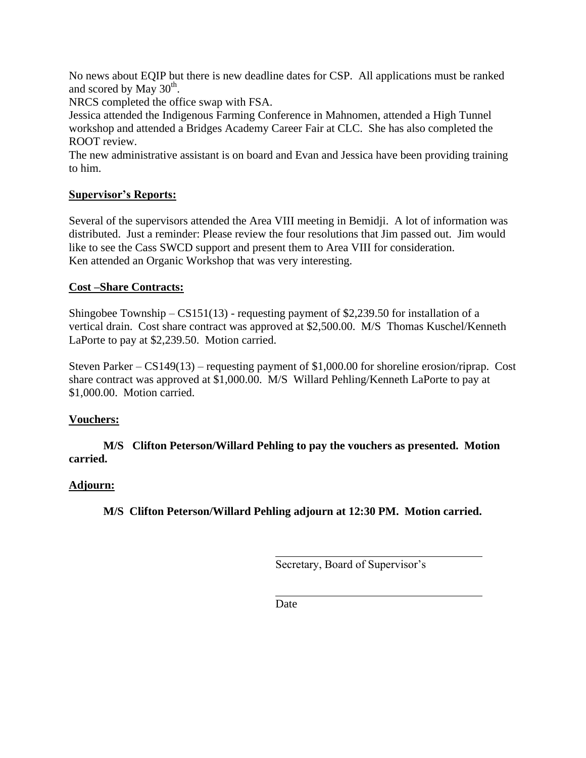No news about EQIP but there is new deadline dates for CSP. All applications must be ranked and scored by May 30th.

NRCS completed the office swap with FSA.

Jessica attended the Indigenous Farming Conference in Mahnomen, attended a High Tunnel workshop and attended a Bridges Academy Career Fair at CLC. She has also completed the ROOT review.

The new administrative assistant is on board and Evan and Jessica have been providing training to him.

**Supervisor's Reports:**

Several of the supervisors attended the Area VIII meeting in Bemidji. A lot of information was distributed. Just a reminder: Please review the four resolutions that Jim passed out. Jim would like to see the Cass SWCD support and present them to Area VIII for consideration.

Ken attended an Organic Workshop that was very interesting.

**Cost –Share Contracts:**

Shingobee Township – CS151(13) - requesting payment of $2,239.50 for installation of a vertical drain. Cost share contract was approved at $2,500.00. M/S Thomas Kuschel/Kenneth LaPorte to pay at $2,239.50. Motion carried.

Steven Parker – CS149(13) – requesting payment of $1,000.00 for shoreline erosion/riprap. Cost share contract was approved at $1,000.00. M/S Willard Pehling/Kenneth LaPorte to pay at $1,000.00. Motion carried.

**Vouchers:**

**M/S Clifton Peterson/Willard Pehling to pay the vouchers as presented. Motion carried.**

**Adjourn:**

**M/S Clifton Peterson/Willard Pehling adjourn at 12:30 PM. Motion carried.**

\_\_\_\_\_\_\_\_\_\_\_\_\_\_\_\_\_\_\_\_\_\_\_\_\_\_\_\_\_\_\_\_\_\_\_\_

Secretary, Board of Supervisor's

\_\_\_\_\_\_\_\_\_\_\_\_\_\_\_\_\_\_\_\_\_\_\_\_\_\_\_\_\_\_\_\_\_\_\_\_

Date